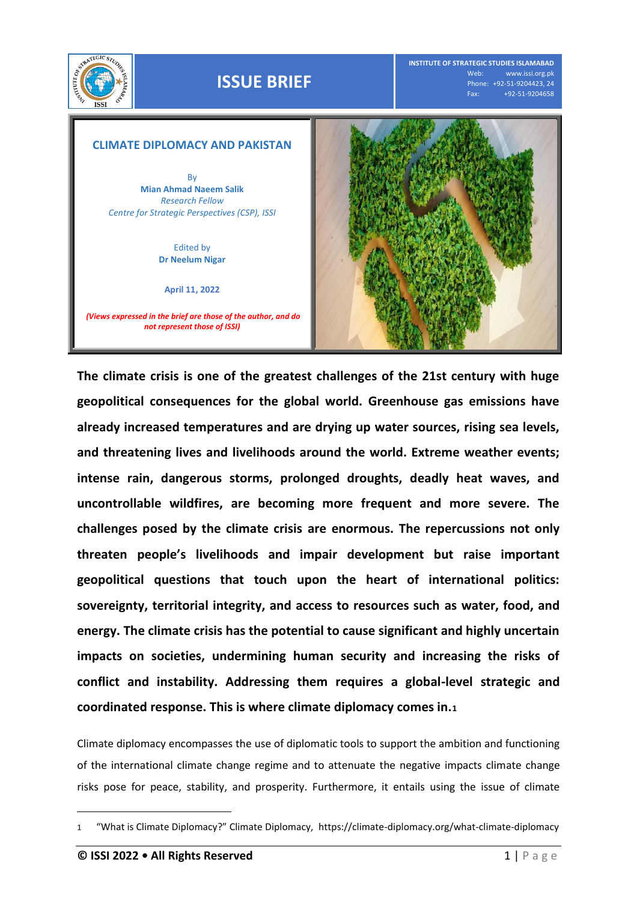ISSUE BRIEF

INSTITUTE OF STRATEGIC STUDIES ISLAMABAD
Web: www.issi.org.pk
Phone: +92-51-9204423, 24
Fax: +92-51-9204658

# CLIMATE DIPLOMACY AND PAKISTAN

By
**Mian Ahmad Naeem Salik**
*Research Fellow*
*Centre for Strategic Perspectives (CSP), ISSI*

Edited by
**Dr Neelum Nigar**

**April 11, 2022**

***(Views expressed in the brief are those of the author, and do not represent those of ISSI)***

**The climate crisis is one of the greatest challenges of the 21st century with huge geopolitical consequences for the global world. Greenhouse gas emissions have already increased temperatures and are drying up water sources, rising sea levels, and threatening lives and livelihoods around the world. Extreme weather events; intense rain, dangerous storms, prolonged droughts, deadly heat waves, and uncontrollable wildfires, are becoming more frequent and more severe. The challenges posed by the climate crisis are enormous. The repercussions not only threaten people's livelihoods and impair development but raise important geopolitical questions that touch upon the heart of international politics: sovereignty, territorial integrity, and access to resources such as water, food, and energy. The climate crisis has the potential to cause significant and highly uncertain impacts on societies, undermining human security and increasing the risks of conflict and instability. Addressing them requires a global-level strategic and coordinated response. This is where climate diplomacy comes in.**[1]

Climate diplomacy encompasses the use of diplomatic tools to support the ambition and functioning of the international climate change regime and to attenuate the negative impacts climate change risks pose for peace, stability, and prosperity. Furthermore, it entails using the issue of climate

---

1 "What is Climate Diplomacy?" Climate Diplomacy, https://climate-diplomacy.org/what-climate-diplomacy

© ISSI 2022 • All Rights Reserved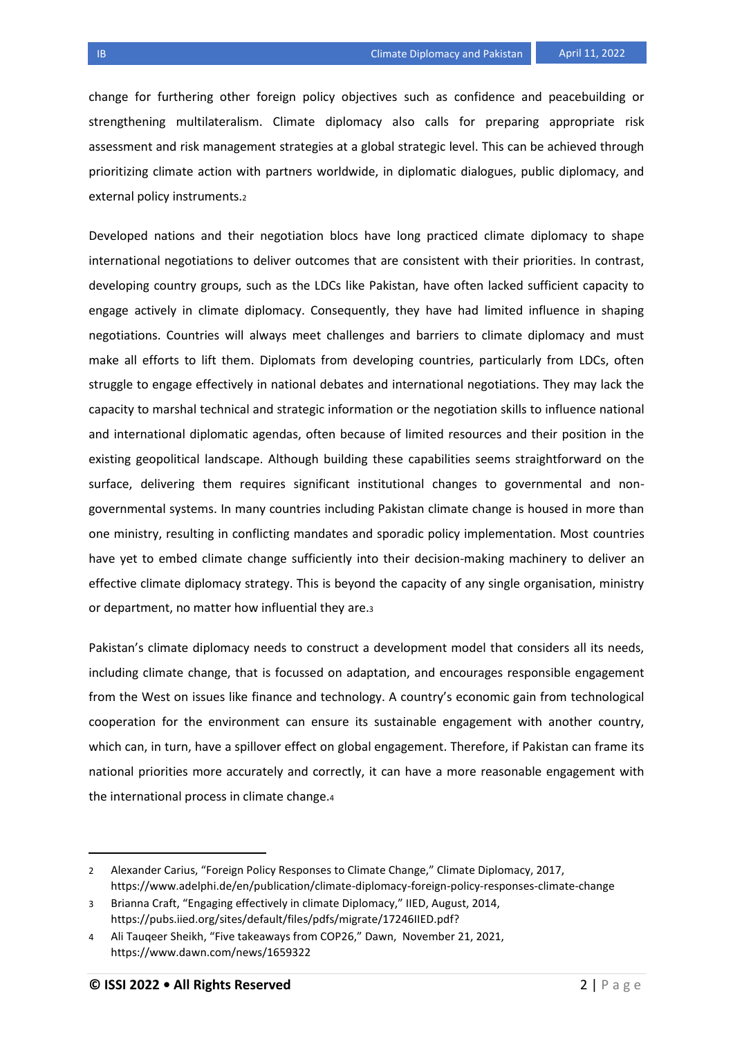change for furthering other foreign policy objectives such as confidence and peacebuilding or strengthening multilateralism. Climate diplomacy also calls for preparing appropriate risk assessment and risk management strategies at a global strategic level. This can be achieved through prioritizing climate action with partners worldwide, in diplomatic dialogues, public diplomacy, and external policy instruments.[2]

Developed nations and their negotiation blocs have long practiced climate diplomacy to shape international negotiations to deliver outcomes that are consistent with their priorities. In contrast, developing country groups, such as the LDCs like Pakistan, have often lacked sufficient capacity to engage actively in climate diplomacy. Consequently, they have had limited influence in shaping negotiations. Countries will always meet challenges and barriers to climate diplomacy and must make all efforts to lift them. Diplomats from developing countries, particularly from LDCs, often struggle to engage effectively in national debates and international negotiations. They may lack the capacity to marshal technical and strategic information or the negotiation skills to influence national and international diplomatic agendas, often because of limited resources and their position in the existing geopolitical landscape. Although building these capabilities seems straightforward on the surface, delivering them requires significant institutional changes to governmental and non-governmental systems. In many countries including Pakistan climate change is housed in more than one ministry, resulting in conflicting mandates and sporadic policy implementation. Most countries have yet to embed climate change sufficiently into their decision-making machinery to deliver an effective climate diplomacy strategy. This is beyond the capacity of any single organisation, ministry or department, no matter how influential they are.[3]

Pakistan's climate diplomacy needs to construct a development model that considers all its needs, including climate change, that is focussed on adaptation, and encourages responsible engagement from the West on issues like finance and technology. A country's economic gain from technological cooperation for the environment can ensure its sustainable engagement with another country, which can, in turn, have a spillover effect on global engagement. Therefore, if Pakistan can frame its national priorities more accurately and correctly, it can have a more reasonable engagement with the international process in climate change.[4]

---

2 Alexander Carius, "Foreign Policy Responses to Climate Change," Climate Diplomacy, 2017, https://www.adelphi.de/en/publication/climate-diplomacy-foreign-policy-responses-climate-change

3 Brianna Craft, "Engaging effectively in climate Diplomacy," IIED, August, 2014, https://pubs.iied.org/sites/default/files/pdfs/migrate/17246IIED.pdf?

4 Ali Tauqeer Sheikh, "Five takeaways from COP26," Dawn, November 21, 2021, https://www.dawn.com/news/1659322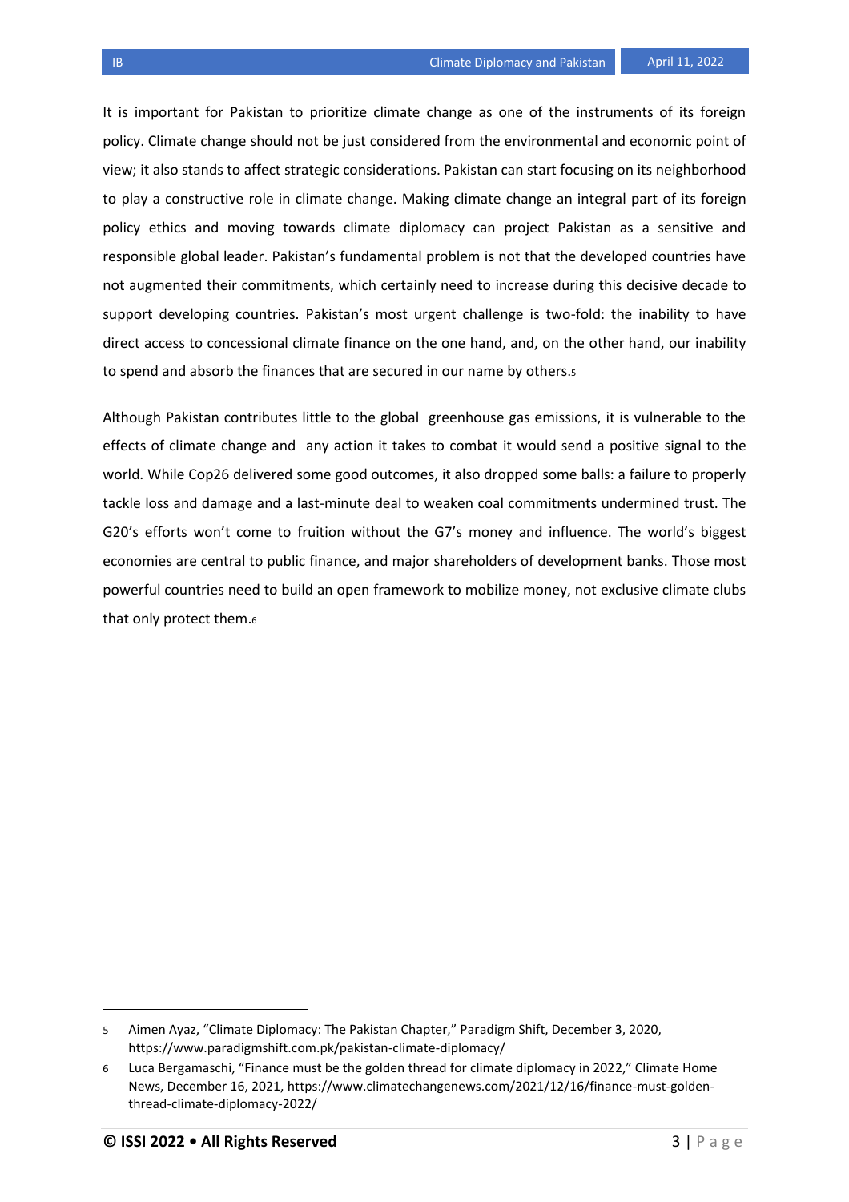It is important for Pakistan to prioritize climate change as one of the instruments of its foreign policy. Climate change should not be just considered from the environmental and economic point of view; it also stands to affect strategic considerations. Pakistan can start focusing on its neighborhood to play a constructive role in climate change. Making climate change an integral part of its foreign policy ethics and moving towards climate diplomacy can project Pakistan as a sensitive and responsible global leader. Pakistan's fundamental problem is not that the developed countries have not augmented their commitments, which certainly need to increase during this decisive decade to support developing countries. Pakistan's most urgent challenge is two-fold: the inability to have direct access to concessional climate finance on the one hand, and, on the other hand, our inability to spend and absorb the finances that are secured in our name by others.[5]

Although Pakistan contributes little to the global greenhouse gas emissions, it is vulnerable to the effects of climate change and any action it takes to combat it would send a positive signal to the world. While Cop26 delivered some good outcomes, it also dropped some balls: a failure to properly tackle loss and damage and a last-minute deal to weaken coal commitments undermined trust. The G20's efforts won't come to fruition without the G7's money and influence. The world's biggest economies are central to public finance, and major shareholders of development banks. Those most powerful countries need to build an open framework to mobilize money, not exclusive climate clubs that only protect them.[6]

---

5 Aimen Ayaz, "Climate Diplomacy: The Pakistan Chapter," Paradigm Shift, December 3, 2020, https://www.paradigmshift.com.pk/pakistan-climate-diplomacy/

6 Luca Bergamaschi, "Finance must be the golden thread for climate diplomacy in 2022," Climate Home News, December 16, 2021, https://www.climatechangenews.com/2021/12/16/finance-must-golden-thread-climate-diplomacy-2022/